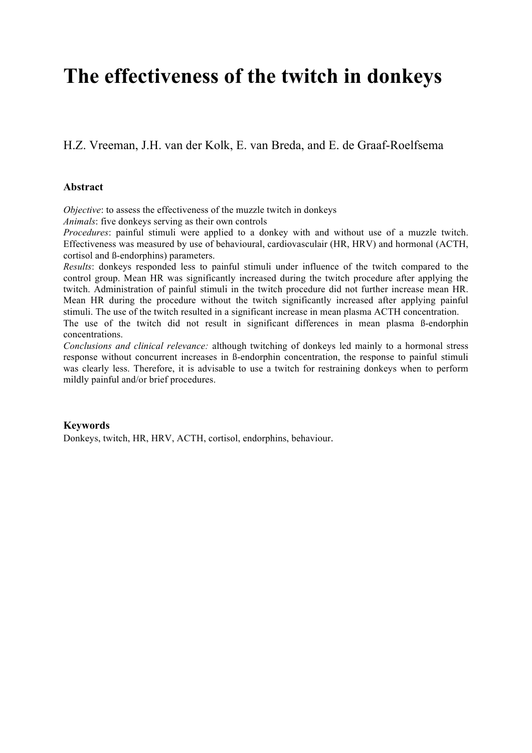# The effectiveness of the twitch in donkeys

H.Z. Vreeman, J.H. van der Kolk, E. van Breda, and E. de Graaf-Roelfsema

### Abstract

*Objective*: to assess the effectiveness of the muzzle twitch in donkeys
*Animals*: five donkeys serving as their own controls
*Procedures*: painful stimuli were applied to a donkey with and without use of a muzzle twitch. Effectiveness was measured by use of behavioural, cardiovasculair (HR, HRV) and hormonal (ACTH, cortisol and ß-endorphins) parameters.
*Results*: donkeys responded less to painful stimuli under influence of the twitch compared to the control group. Mean HR was significantly increased during the twitch procedure after applying the twitch. Administration of painful stimuli in the twitch procedure did not further increase mean HR. Mean HR during the procedure without the twitch significantly increased after applying painful stimuli. The use of the twitch resulted in a significant increase in mean plasma ACTH concentration.
The use of the twitch did not result in significant differences in mean plasma ß-endorphin concentrations.
*Conclusions and clinical relevance:* although twitching of donkeys led mainly to a hormonal stress response without concurrent increases in ß-endorphin concentration, the response to painful stimuli was clearly less. Therefore, it is advisable to use a twitch for restraining donkeys when to perform mildly painful and/or brief procedures.

### Keywords

Donkeys, twitch, HR, HRV, ACTH, cortisol, endorphins, behaviour.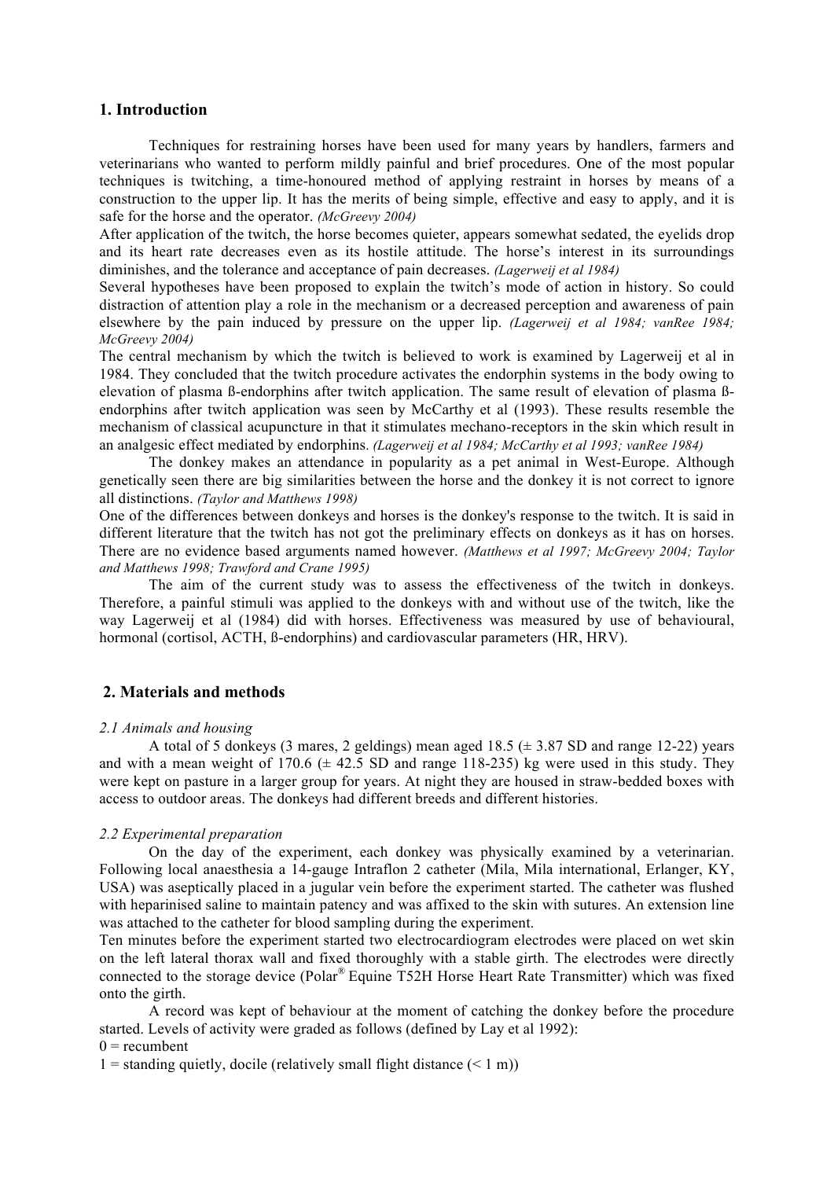## 1. Introduction

Techniques for restraining horses have been used for many years by handlers, farmers and veterinarians who wanted to perform mildly painful and brief procedures. One of the most popular techniques is twitching, a time-honoured method of applying restraint in horses by means of a construction to the upper lip. It has the merits of being simple, effective and easy to apply, and it is safe for the horse and the operator. *(McGreevy 2004)*

After application of the twitch, the horse becomes quieter, appears somewhat sedated, the eyelids drop and its heart rate decreases even as its hostile attitude. The horse's interest in its surroundings diminishes, and the tolerance and acceptance of pain decreases. *(Lagerweij et al 1984)*

Several hypotheses have been proposed to explain the twitch's mode of action in history. So could distraction of attention play a role in the mechanism or a decreased perception and awareness of pain elsewhere by the pain induced by pressure on the upper lip. *(Lagerweij et al 1984; vanRee 1984; McGreevy 2004)*

The central mechanism by which the twitch is believed to work is examined by Lagerweij et al in 1984. They concluded that the twitch procedure activates the endorphin systems in the body owing to elevation of plasma ß-endorphins after twitch application. The same result of elevation of plasma ß-endorphins after twitch application was seen by McCarthy et al (1993). These results resemble the mechanism of classical acupuncture in that it stimulates mechano-receptors in the skin which result in an analgesic effect mediated by endorphins. *(Lagerweij et al 1984; McCarthy et al 1993; vanRee 1984)*

The donkey makes an attendance in popularity as a pet animal in West-Europe. Although genetically seen there are big similarities between the horse and the donkey it is not correct to ignore all distinctions. *(Taylor and Matthews 1998)*

One of the differences between donkeys and horses is the donkey's response to the twitch. It is said in different literature that the twitch has not got the preliminary effects on donkeys as it has on horses. There are no evidence based arguments named however. *(Matthews et al 1997; McGreevy 2004; Taylor and Matthews 1998; Trawford and Crane 1995)*

The aim of the current study was to assess the effectiveness of the twitch in donkeys. Therefore, a painful stimuli was applied to the donkeys with and without use of the twitch, like the way Lagerweij et al (1984) did with horses. Effectiveness was measured by use of behavioural, hormonal (cortisol, ACTH, ß-endorphins) and cardiovascular parameters (HR, HRV).

## 2. Materials and methods

### *2.1 Animals and housing*

A total of 5 donkeys (3 mares, 2 geldings) mean aged 18.5 (± 3.87 SD and range 12-22) years and with a mean weight of 170.6 (± 42.5 SD and range 118-235) kg were used in this study. They were kept on pasture in a larger group for years. At night they are housed in straw-bedded boxes with access to outdoor areas. The donkeys had different breeds and different histories.

### *2.2 Experimental preparation*

On the day of the experiment, each donkey was physically examined by a veterinarian. Following local anaesthesia a 14-gauge Intraflon 2 catheter (Mila, Mila international, Erlanger, KY, USA) was aseptically placed in a jugular vein before the experiment started. The catheter was flushed with heparinised saline to maintain patency and was affixed to the skin with sutures. An extension line was attached to the catheter for blood sampling during the experiment.

Ten minutes before the experiment started two electrocardiogram electrodes were placed on wet skin on the left lateral thorax wall and fixed thoroughly with a stable girth. The electrodes were directly connected to the storage device (Polar® Equine T52H Horse Heart Rate Transmitter) which was fixed onto the girth.

A record was kept of behaviour at the moment of catching the donkey before the procedure started. Levels of activity were graded as follows (defined by Lay et al 1992):

0 = recumbent

1 = standing quietly, docile (relatively small flight distance (< 1 m))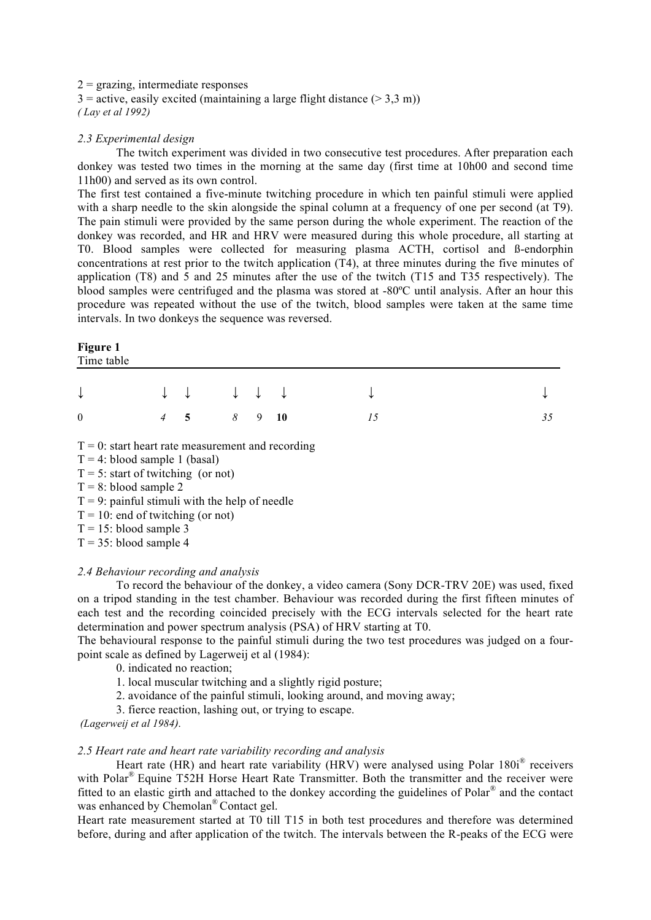2 = grazing, intermediate responses
3 = active, easily excited (maintaining a large flight distance (> 3,3 m))
*( Lay et al 1992)*

### *2.3 Experimental design*

The twitch experiment was divided in two consecutive test procedures. After preparation each donkey was tested two times in the morning at the same day (first time at 10h00 and second time 11h00) and served as its own control.

The first test contained a five-minute twitching procedure in which ten painful stimuli were applied with a sharp needle to the skin alongside the spinal column at a frequency of one per second (at T9). The pain stimuli were provided by the same person during the whole experiment. The reaction of the donkey was recorded, and HR and HRV were measured during this whole procedure, all starting at T0. Blood samples were collected for measuring plasma ACTH, cortisol and ß-endorphin concentrations at rest prior to the twitch application (T4), at three minutes during the five minutes of application (T8) and 5 and 25 minutes after the use of the twitch (T15 and T35 respectively). The blood samples were centrifuged and the plasma was stored at -80ºC until analysis. After an hour this procedure was repeated without the use of the twitch, blood samples were taken at the same time intervals. In two donkeys the sequence was reversed.

**Figure 1**
Time table

| ↓ | ↓ | ↓ | ↓ | ↓ | ↓ | ↓ | ↓ |
|---|---|---|---|---|---|---|---|
| 0 | *4* | **5** | *8* | 9 | **10** | *15* | *35* |

T = 0: start heart rate measurement and recording
T = 4: blood sample 1 (basal)
T = 5: start of twitching (or not)
T = 8: blood sample 2
T = 9: painful stimuli with the help of needle
T = 10: end of twitching (or not)
T = 15: blood sample 3
T = 35: blood sample 4

### *2.4 Behaviour recording and analysis*

To record the behaviour of the donkey, a video camera (Sony DCR-TRV 20E) was used, fixed on a tripod standing in the test chamber. Behaviour was recorded during the first fifteen minutes of each test and the recording coincided precisely with the ECG intervals selected for the heart rate determination and power spectrum analysis (PSA) of HRV starting at T0.

The behavioural response to the painful stimuli during the two test procedures was judged on a four-point scale as defined by Lagerweij et al (1984):

0. indicated no reaction;
1. local muscular twitching and a slightly rigid posture;
2. avoidance of the painful stimuli, looking around, and moving away;
3. fierce reaction, lashing out, or trying to escape.

*(Lagerweij et al 1984).*

### *2.5 Heart rate and heart rate variability recording and analysis*

Heart rate (HR) and heart rate variability (HRV) were analysed using Polar 180i® receivers with Polar® Equine T52H Horse Heart Rate Transmitter. Both the transmitter and the receiver were fitted to an elastic girth and attached to the donkey according the guidelines of Polar® and the contact was enhanced by Chemolan® Contact gel.

Heart rate measurement started at T0 till T15 in both test procedures and therefore was determined before, during and after application of the twitch. The intervals between the R-peaks of the ECG were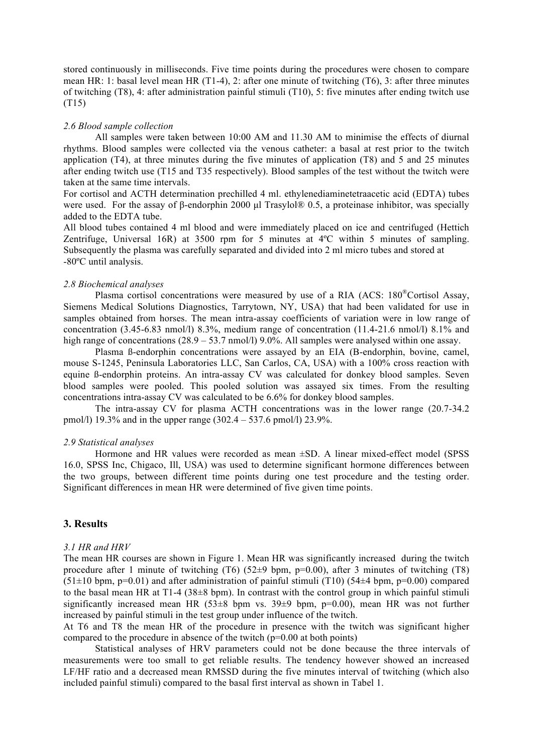stored continuously in milliseconds. Five time points during the procedures were chosen to compare mean HR: 1: basal level mean HR (T1-4), 2: after one minute of twitching (T6), 3: after three minutes of twitching (T8), 4: after administration painful stimuli (T10), 5: five minutes after ending twitch use (T15)

### *2.6 Blood sample collection*

All samples were taken between 10:00 AM and 11.30 AM to minimise the effects of diurnal rhythms. Blood samples were collected via the venous catheter: basal at rest prior to the twitch application (T4), at three minutes during the five minutes of application (T8) and 5 and 25 minutes after ending twitch use (T15 and T35 respectively). Blood samples of the test without the twitch were taken at the same time intervals.

For cortisol and ACTH determination prechilled 4 ml. ethylenediaminetetraacetic acid (EDTA) tubes were used. For the assay of β-endorphin 2000 µl Trasylol® 0.5, a proteinase inhibitor, was specially added to the EDTA tube.

All blood tubes contained 4 ml blood and were immediately placed on ice and centrifuged (Hettich Zentrifuge, Universal 16R) at 3500 rpm for 5 minutes at 4ºC within 5 minutes of sampling. Subsequently the plasma was carefully separated and divided into 2 ml micro tubes and stored at -80ºC until analysis.

### *2.8 Biochemical analyses*

Plasma cortisol concentrations were measured by use of a RIA (ACS: 180®Cortisol Assay, Siemens Medical Solutions Diagnostics, Tarrytown, NY, USA) that had been validated for use in samples obtained from horses. The mean intra-assay coefficients of variation were in low range of concentration (3.45-6.83 nmol/l) 8.3%, medium range of concentration (11.4-21.6 nmol/l) 8.1% and high range of concentrations (28.9 – 53.7 nmol/l) 9.0%. All samples were analysed within one assay.

Plasma ß-endorphin concentrations were assayed by an EIA (B-endorphin, bovine, camel, mouse S-1245, Peninsula Laboratories LLC, San Carlos, CA, USA) with a 100% cross reaction with equine ß-endorphin proteins. An intra-assay CV was calculated for donkey blood samples. Seven blood samples were pooled. This pooled solution was assayed six times. From the resulting concentrations intra-assay CV was calculated to be 6.6% for donkey blood samples.

The intra-assay CV for plasma ACTH concentrations was in the lower range (20.7-34.2 pmol/l) 19.3% and in the upper range (302.4 – 537.6 pmol/l) 23.9%.

### *2.9 Statistical analyses*

Hormone and HR values were recorded as mean ±SD. A linear mixed-effect model (SPSS 16.0, SPSS Inc, Chigaco, Ill, USA) was used to determine significant hormone differences between the two groups, between different time points during one test procedure and the testing order. Significant differences in mean HR were determined of five given time points.

## 3. Results

### *3.1 HR and HRV*

The mean HR courses are shown in Figure 1. Mean HR was significantly increased during the twitch procedure after 1 minute of twitching (T6) (52±9 bpm, $p=0.00$), after 3 minutes of twitching (T8) (51±10 bpm, $p=0.01$) and after administration of painful stimuli (T10) (54±4 bpm, $p=0.00$) compared to the basal mean HR at T1-4 (38±8 bpm). In contrast with the control group in which painful stimuli significantly increased mean HR (53±8 bpm vs. 39±9 bpm, $p=0.00$), mean HR was not further increased by painful stimuli in the test group under influence of the twitch.

At T6 and T8 the mean HR of the procedure in presence with the twitch was significant higher compared to the procedure in absence of the twitch ($p=0.00$ at both points)

Statistical analyses of HRV parameters could not be done because the three intervals of measurements were too small to get reliable results. The tendency however showed an increased LF/HF ratio and a decreased mean RMSSD during the five minutes interval of twitching (which also included painful stimuli) compared to the basal first interval as shown in Tabel 1.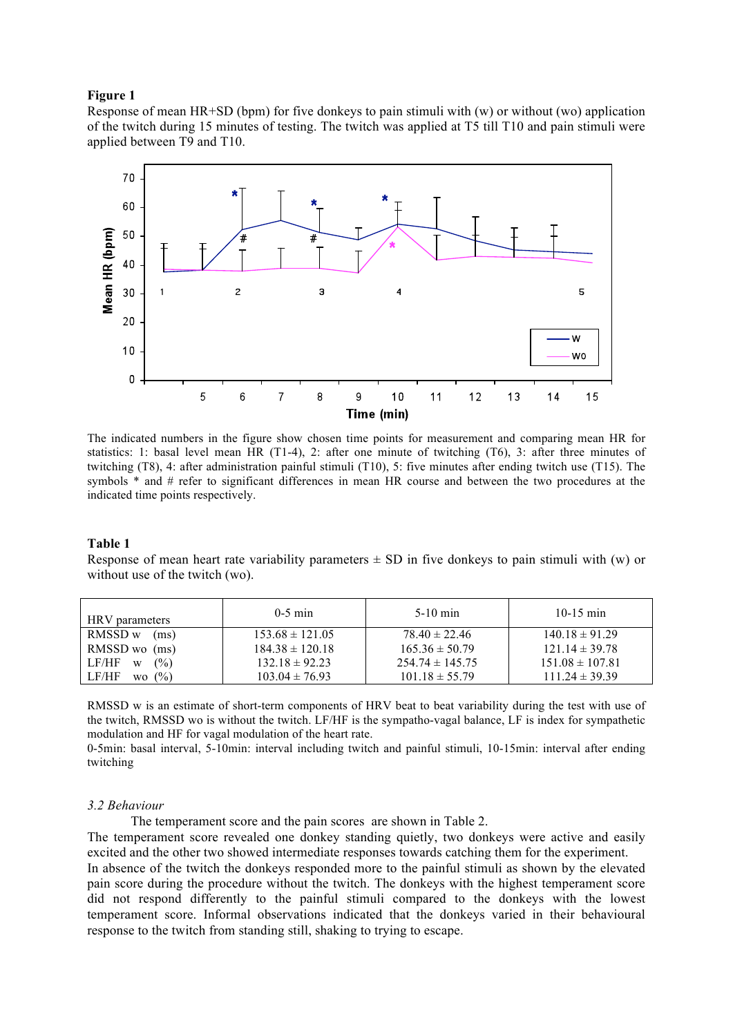**Figure 1**

Response of mean HR+SD (bpm) for five donkeys to pain stimuli with (w) or without (wo) application of the twitch during 15 minutes of testing. The twitch was applied at T5 till T10 and pain stimuli were applied between T9 and T10.

The indicated numbers in the figure show chosen time points for measurement and comparing mean HR for statistics: 1: basal level mean HR (T1-4), 2: after one minute of twitching (T6), 3: after three minutes of twitching (T8), 4: after administration painful stimuli (T10), 5: five minutes after ending twitch use (T15). The symbols * and # refer to significant differences in mean HR course and between the two procedures at the indicated time points respectively.

**Table 1**

Response of mean heart rate variability parameters ± SD in five donkeys to pain stimuli with (w) or without use of the twitch (wo).

| HRV parameters | 0-5 min | 5-10 min | 10-15 min |
|---|---|---|---|
| RMSSD w (ms) | 153.68 ± 121.05 | 78.40 ± 22.46 | 140.18 ± 91.29 |
| RMSSD wo (ms) | 184.38 ± 120.18 | 165.36 ± 50.79 | 121.14 ± 39.78 |
| LF/HF w (%) | 132.18 ± 92.23 | 254.74 ± 145.75 | 151.08 ± 107.81 |
| LF/HF wo (%) | 103.04 ± 76.93 | 101.18 ± 55.79 | 111.24 ± 39.39 |

RMSSD w is an estimate of short-term components of HRV beat to beat variability during the test with use of the twitch, RMSSD wo is without the twitch. LF/HF is the sympatho-vagal balance, LF is index for sympathetic modulation and HF for vagal modulation of the heart rate.
0-5min: basal interval, 5-10min: interval including twitch and painful stimuli, 10-15min: interval after ending twitching

### *3.2 Behaviour*

The temperament score and the pain scores are shown in Table 2.
The temperament score revealed one donkey standing quietly, two donkeys were active and easily excited and the other two showed intermediate responses towards catching them for the experiment.
In absence of the twitch the donkeys responded more to the painful stimuli as shown by the elevated pain score during the procedure without the twitch. The donkeys with the highest temperament score did not respond differently to the painful stimuli compared to the donkeys with the lowest temperament score. Informal observations indicated that the donkeys varied in their behavioural response to the twitch from standing still, shaking to trying to escape.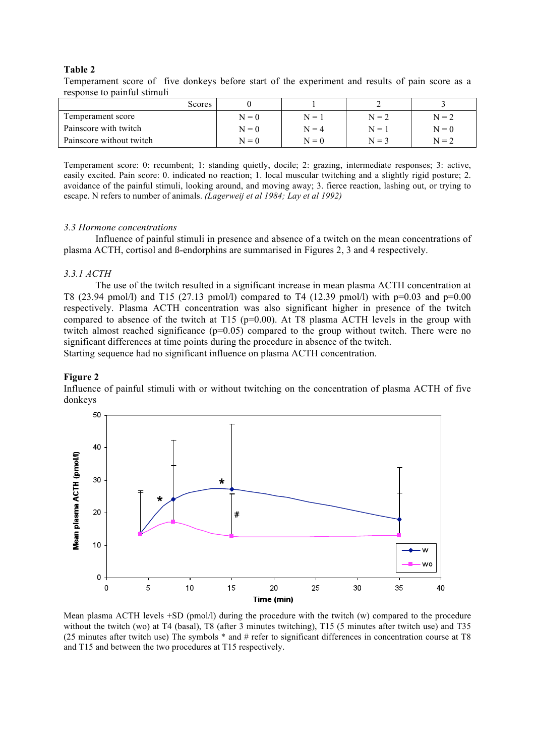**Table 2**

Temperament score of five donkeys before start of the experiment and results of pain score as a response to painful stimuli

| Scores | 0 | 1 | 2 | 3 |
|---|---|---|---|---|
| Temperament score | N = 0 | N = 1 | N = 2 | N = 2 |
| Painscore with twitch | N = 0 | N = 4 | N = 1 | N = 0 |
| Painscore without twitch | N = 0 | N = 0 | N = 3 | N = 2 |

Temperament score: 0: recumbent; 1: standing quietly, docile; 2: grazing, intermediate responses; 3: active, easily excited. Pain score: 0. indicated no reaction; 1. local muscular twitching and a slightly rigid posture; 2. avoidance of the painful stimuli, looking around, and moving away; 3. fierce reaction, lashing out, or trying to escape. N refers to number of animals. *(Lagerweij et al 1984; Lay et al 1992)*

### *3.3 Hormone concentrations*

Influence of painful stimuli in presence and absence of a twitch on the mean concentrations of plasma ACTH, cortisol and ß-endorphins are summarised in Figures 2, 3 and 4 respectively.

### *3.3.1 ACTH*

The use of the twitch resulted in a significant increase in mean plasma ACTH concentration at T8 (23.94 pmol/l) and T15 (27.13 pmol/l) compared to T4 (12.39 pmol/l) with p=0.03 and p=0.00 respectively. Plasma ACTH concentration was also significant higher in presence of the twitch compared to absence of the twitch at T15 (p=0.00). At T8 plasma ACTH levels in the group with twitch almost reached significance (p=0.05) compared to the group without twitch. There were no significant differences at time points during the procedure in absence of the twitch.

Starting sequence had no significant influence on plasma ACTH concentration.

**Figure 2**

Influence of painful stimuli with or without twitching on the concentration of plasma ACTH of five donkeys

Mean plasma ACTH levels +SD (pmol/l) during the procedure with the twitch (w) compared to the procedure without the twitch (wo) at T4 (basal), T8 (after 3 minutes twitching), T15 (5 minutes after twitch use) and T35 (25 minutes after twitch use) The symbols * and # refer to significant differences in concentration course at T8 and T15 and between the two procedures at T15 respectively.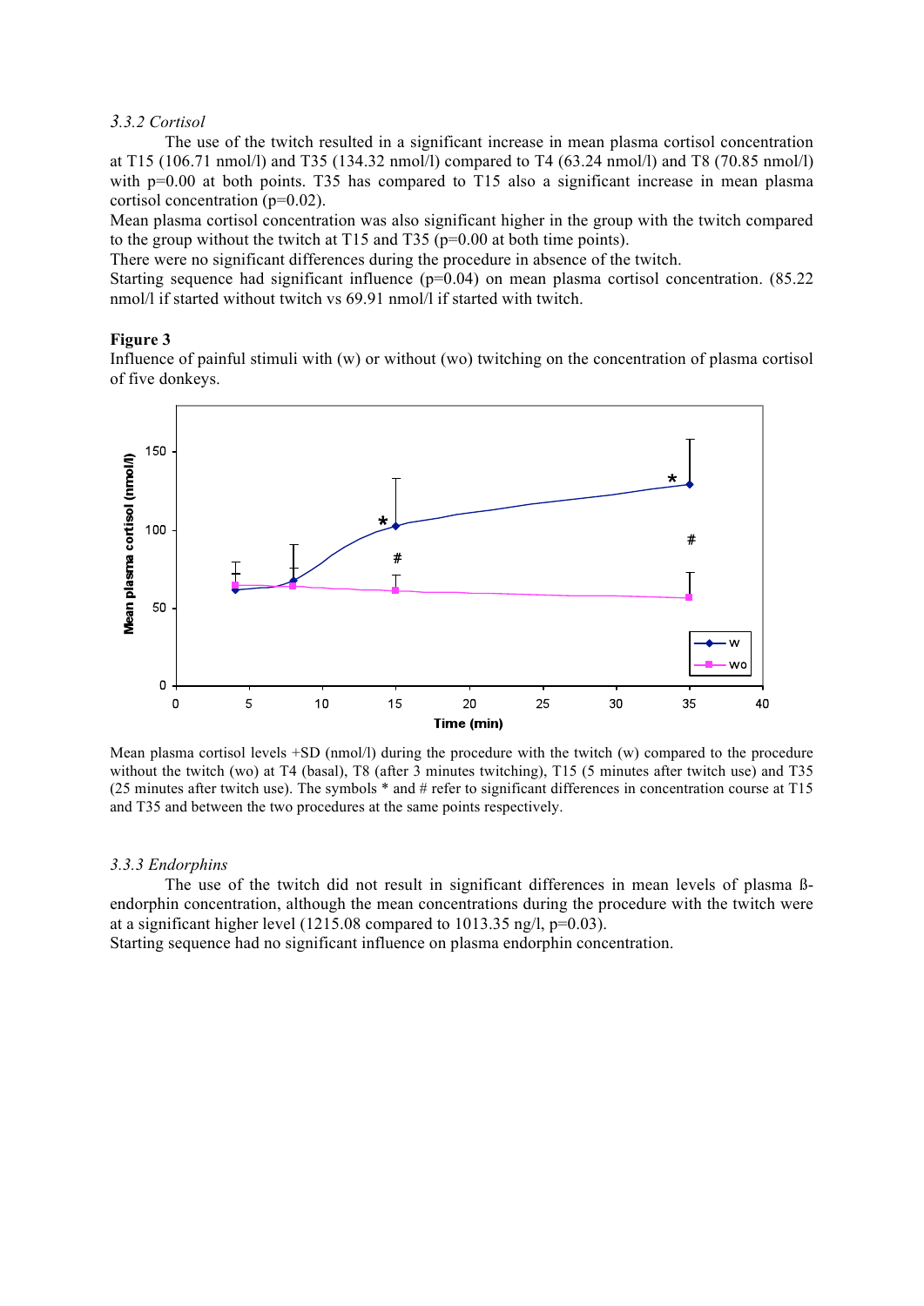### *3.3.2 Cortisol*

The use of the twitch resulted in a significant increase in mean plasma cortisol concentration at T15 (106.71 nmol/l) and T35 (134.32 nmol/l) compared to T4 (63.24 nmol/l) and T8 (70.85 nmol/l) with p=0.00 at both points. T35 has compared to T15 also a significant increase in mean plasma cortisol concentration (p=0.02).

Mean plasma cortisol concentration was also significant higher in the group with the twitch compared to the group without the twitch at T15 and T35 (p=0.00 at both time points).

There were no significant differences during the procedure in absence of the twitch.

Starting sequence had significant influence (p=0.04) on mean plasma cortisol concentration. (85.22 nmol/l if started without twitch vs 69.91 nmol/l if started with twitch.

**Figure 3**

Influence of painful stimuli with (w) or without (wo) twitching on the concentration of plasma cortisol of five donkeys.

Mean plasma cortisol levels +SD (nmol/l) during the procedure with the twitch (w) compared to the procedure without the twitch (wo) at T4 (basal), T8 (after 3 minutes twitching), T15 (5 minutes after twitch use) and T35 (25 minutes after twitch use). The symbols * and # refer to significant differences in concentration course at T15 and T35 and between the two procedures at the same points respectively.

### *3.3.3 Endorphins*

The use of the twitch did not result in significant differences in mean levels of plasma ß-endorphin concentration, although the mean concentrations during the procedure with the twitch were at a significant higher level (1215.08 compared to 1013.35 ng/l, p=0.03).

Starting sequence had no significant influence on plasma endorphin concentration.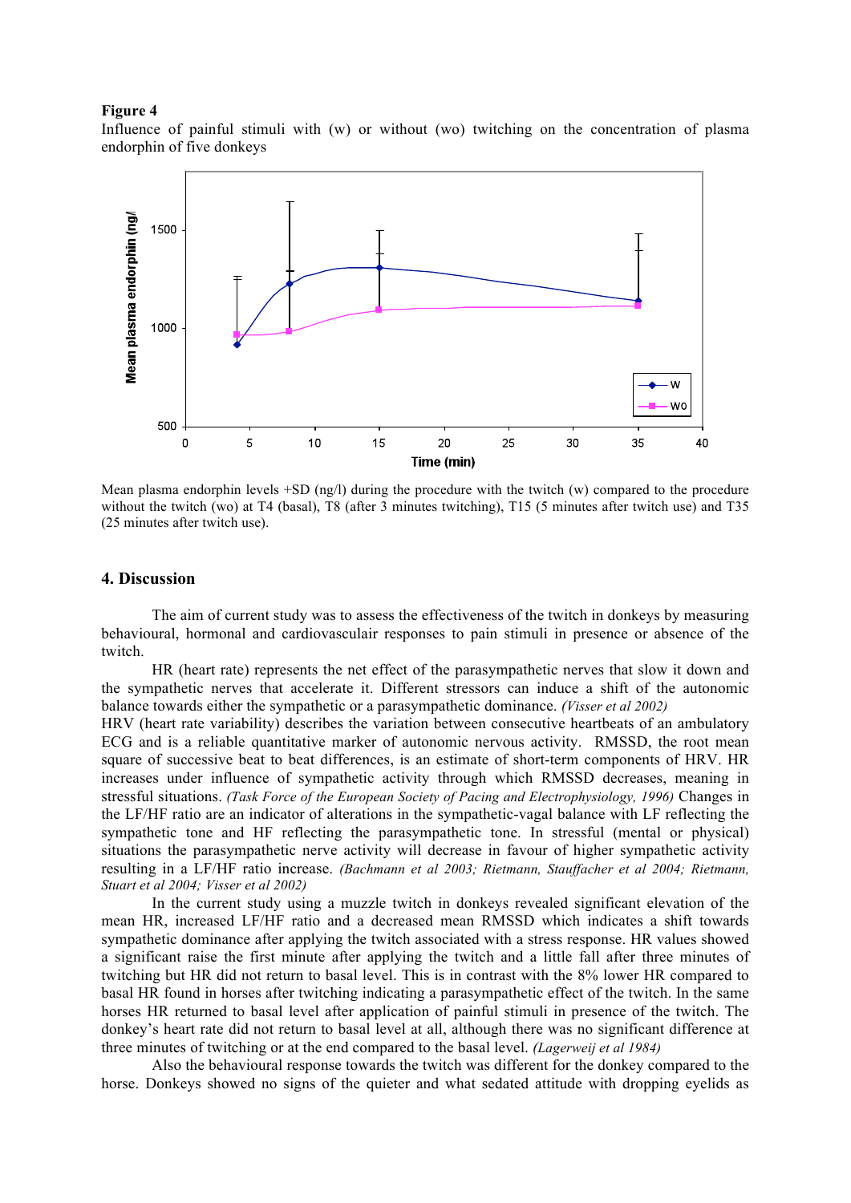**Figure 4**

Influence of painful stimuli with (w) or without (wo) twitching on the concentration of plasma endorphin of five donkeys

Mean plasma endorphin levels +SD (ng/l) during the procedure with the twitch (w) compared to the procedure without the twitch (wo) at T4 (basal), T8 (after 3 minutes twitching), T15 (5 minutes after twitch use) and T35 (25 minutes after twitch use).

## 4. Discussion

The aim of current study was to assess the effectiveness of the twitch in donkeys by measuring behavioural, hormonal and cardiovasculair responses to pain stimuli in presence or absence of the twitch.

HR (heart rate) represents the net effect of the parasympathetic nerves that slow it down and the sympathetic nerves that accelerate it. Different stressors can induce a shift of the autonomic balance towards either the sympathetic or a parasympathetic dominance. *(Visser et al 2002)*
HRV (heart rate variability) describes the variation between consecutive heartbeats of an ambulatory ECG and is a reliable quantitative marker of autonomic nervous activity. RMSSD, the root mean square of successive beat to beat differences, is an estimate of short-term components of HRV. HR increases under influence of sympathetic activity through which RMSSD decreases, meaning in stressful situations. *(Task Force of the European Society of Pacing and Electrophysiology, 1996)* Changes in the LF/HF ratio are an indicator of alterations in the sympathetic-vagal balance with LF reflecting the sympathetic tone and HF reflecting the parasympathetic tone. In stressful (mental or physical) situations the parasympathetic nerve activity will decrease in favour of higher sympathetic activity resulting in a LF/HF ratio increase. *(Bachmann et al 2003; Rietmann, Stauffacher et al 2004; Rietmann, Stuart et al 2004; Visser et al 2002)*

In the current study using a muzzle twitch in donkeys revealed significant elevation of the mean HR, increased LF/HF ratio and a decreased mean RMSSD which indicates a shift towards sympathetic dominance after applying the twitch associated with a stress response. HR values showed a significant raise the first minute after applying the twitch and a little fall after three minutes of twitching but HR did not return to basal level. This is in contrast with the 8% lower HR compared to basal HR found in horses after twitching indicating a parasympathetic effect of the twitch. In the same horses HR returned to basal level after application of painful stimuli in presence of the twitch. The donkey's heart rate did not return to basal level at all, although there was no significant difference at three minutes of twitching or at the end compared to the basal level. *(Lagerweij et al 1984)*

Also the behavioural response towards the twitch was different for the donkey compared to the horse. Donkeys showed no signs of the quieter and what sedated attitude with dropping eyelids as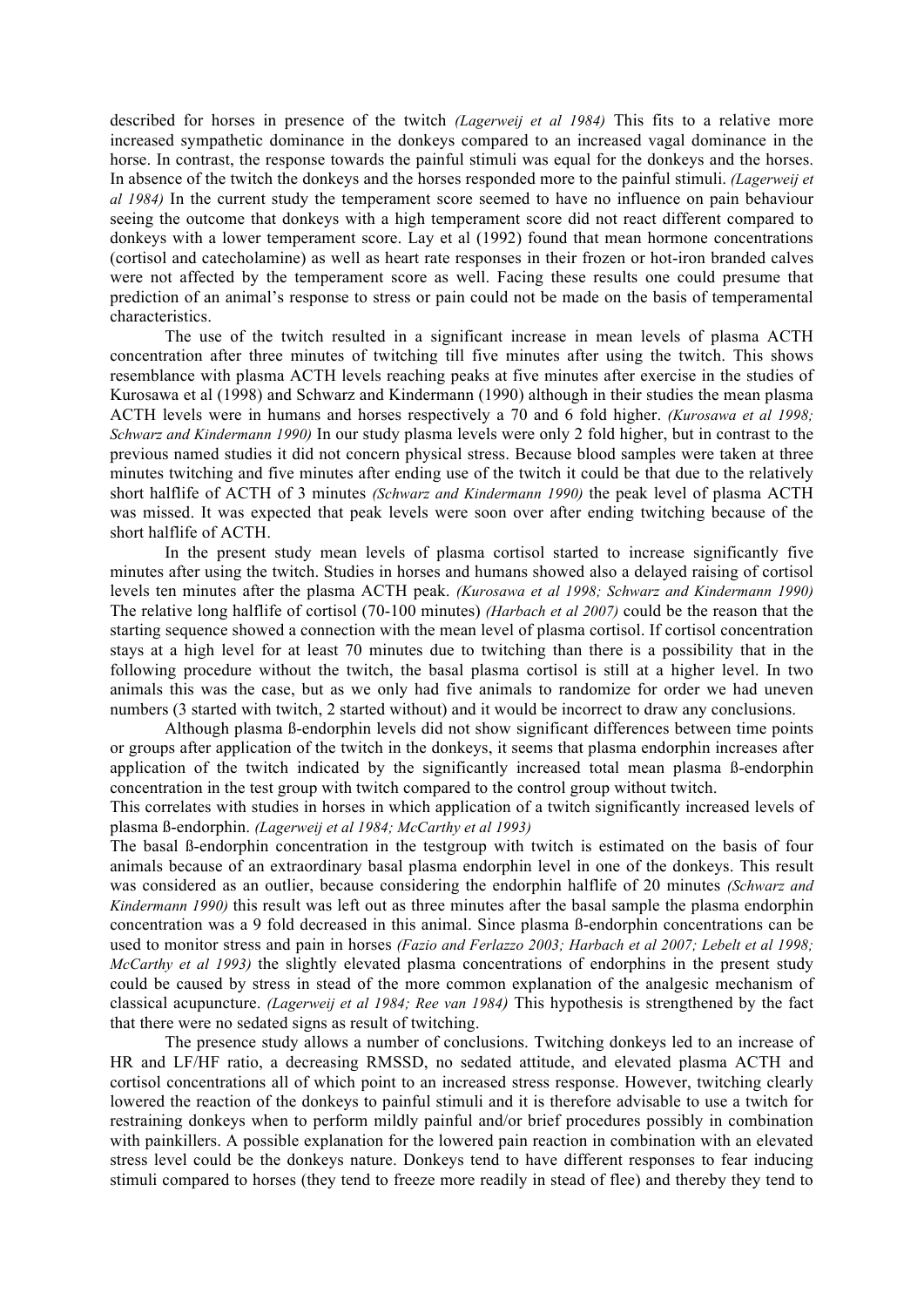described for horses in presence of the twitch *(Lagerweij et al 1984)* This fits to a relative more increased sympathetic dominance in the donkeys compared to an increased vagal dominance in the horse. In contrast, the response towards the painful stimuli was equal for the donkeys and the horses. In absence of the twitch the donkeys and the horses responded more to the painful stimuli. *(Lagerweij et al 1984)* In the current study the temperament score seemed to have no influence on pain behaviour seeing the outcome that donkeys with a high temperament score did not react different compared to donkeys with a lower temperament score. Lay et al (1992) found that mean hormone concentrations (cortisol and catecholamine) as well as heart rate responses in their frozen or hot-iron branded calves were not affected by the temperament score as well. Facing these results one could presume that prediction of an animal's response to stress or pain could not be made on the basis of temperamental characteristics.

The use of the twitch resulted in a significant increase in mean levels of plasma ACTH concentration after three minutes of twitching till five minutes after using the twitch. This shows resemblance with plasma ACTH levels reaching peaks at five minutes after exercise in the studies of Kurosawa et al (1998) and Schwarz and Kindermann (1990) although in their studies the mean plasma ACTH levels were in humans and horses respectively a 70 and 6 fold higher. *(Kurosawa et al 1998; Schwarz and Kindermann 1990)* In our study plasma levels were only 2 fold higher, but in contrast to the previous named studies it did not concern physical stress. Because blood samples were taken at three minutes twitching and five minutes after ending use of the twitch it could be that due to the relatively short halflife of ACTH of 3 minutes *(Schwarz and Kindermann 1990)* the peak level of plasma ACTH was missed. It was expected that peak levels were soon over after ending twitching because of the short halflife of ACTH.

In the present study mean levels of plasma cortisol started to increase significantly five minutes after using the twitch. Studies in horses and humans showed also a delayed raising of cortisol levels ten minutes after the plasma ACTH peak. *(Kurosawa et al 1998; Schwarz and Kindermann 1990)* The relative long halflife of cortisol (70-100 minutes) *(Harbach et al 2007)* could be the reason that the starting sequence showed a connection with the mean level of plasma cortisol. If cortisol concentration stays at a high level for at least 70 minutes due to twitching than there is a possibility that in the following procedure without the twitch, the basal plasma cortisol is still at a higher level. In two animals this was the case, but as we only had five animals to randomize for order we had uneven numbers (3 started with twitch, 2 started without) and it would be incorrect to draw any conclusions.

Although plasma ß-endorphin levels did not show significant differences between time points or groups after application of the twitch in the donkeys, it seems that plasma endorphin increases after application of the twitch indicated by the significantly increased total mean plasma ß-endorphin concentration in the test group with twitch compared to the control group without twitch.

This correlates with studies in horses in which application of a twitch significantly increased levels of plasma ß-endorphin. *(Lagerweij et al 1984; McCarthy et al 1993)*

The basal ß-endorphin concentration in the testgroup with twitch is estimated on the basis of four animals because of an extraordinary basal plasma endorphin level in one of the donkeys. This result was considered as an outlier, because considering the endorphin halflife of 20 minutes *(Schwarz and Kindermann 1990)* this result was left out as three minutes after the basal sample the plasma endorphin concentration was a 9 fold decreased in this animal. Since plasma ß-endorphin concentrations can be used to monitor stress and pain in horses *(Fazio and Ferlazzo 2003; Harbach et al 2007; Lebelt et al 1998; McCarthy et al 1993)* the slightly elevated plasma concentrations of endorphins in the present study could be caused by stress in stead of the more common explanation of the analgesic mechanism of classical acupuncture. *(Lagerweij et al 1984; Ree van 1984)* This hypothesis is strengthened by the fact that there were no sedated signs as result of twitching.

The presence study allows a number of conclusions. Twitching donkeys led to an increase of HR and LF/HF ratio, a decreasing RMSSD, no sedated attitude, and elevated plasma ACTH and cortisol concentrations all of which point to an increased stress response. However, twitching clearly lowered the reaction of the donkeys to painful stimuli and it is therefore advisable to use a twitch for restraining donkeys when to perform mildly painful and/or brief procedures possibly in combination with painkillers. A possible explanation for the lowered pain reaction in combination with an elevated stress level could be the donkeys nature. Donkeys tend to have different responses to fear inducing stimuli compared to horses (they tend to freeze more readily in stead of flee) and thereby they tend to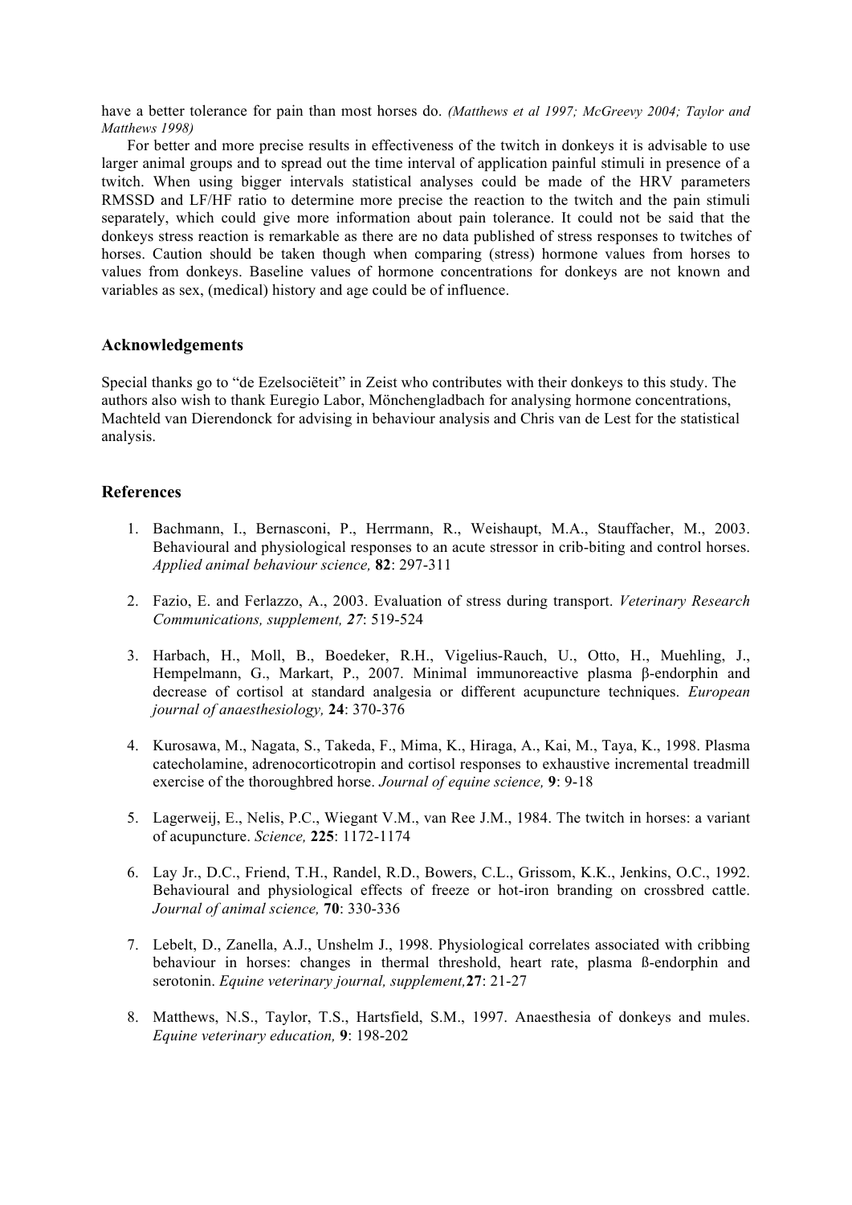have a better tolerance for pain than most horses do. *(Matthews et al 1997; McGreevy 2004; Taylor and Matthews 1998)*

For better and more precise results in effectiveness of the twitch in donkeys it is advisable to use larger animal groups and to spread out the time interval of application painful stimuli in presence of a twitch. When using bigger intervals statistical analyses could be made of the HRV parameters RMSSD and LF/HF ratio to determine more precise the reaction to the twitch and the pain stimuli separately, which could give more information about pain tolerance. It could not be said that the donkeys stress reaction is remarkable as there are no data published of stress responses to twitches of horses. Caution should be taken though when comparing (stress) hormone values from horses to values from donkeys. Baseline values of hormone concentrations for donkeys are not known and variables as sex, (medical) history and age could be of influence.

## Acknowledgements

Special thanks go to "de Ezelsociëteit" in Zeist who contributes with their donkeys to this study. The authors also wish to thank Euregio Labor, Mönchengladbach for analysing hormone concentrations, Machteld van Dierendonck for advising in behaviour analysis and Chris van de Lest for the statistical analysis.

## References

1. Bachmann, I., Bernasconi, P., Herrmann, R., Weishaupt, M.A., Stauffacher, M., 2003. Behavioural and physiological responses to an acute stressor in crib-biting and control horses. *Applied animal behaviour science,* **82**: 297-311

2. Fazio, E. and Ferlazzo, A., 2003. Evaluation of stress during transport. *Veterinary Research Communications, supplement, 27*: 519-524

3. Harbach, H., Moll, B., Boedeker, R.H., Vigelius-Rauch, U., Otto, H., Muehling, J., Hempelmann, G., Markart, P., 2007. Minimal immunoreactive plasma β-endorphin and decrease of cortisol at standard analgesia or different acupuncture techniques. *European journal of anaesthesiology,* **24**: 370-376

4. Kurosawa, M., Nagata, S., Takeda, F., Mima, K., Hiraga, A., Kai, M., Taya, K., 1998. Plasma catecholamine, adrenocorticotropin and cortisol responses to exhaustive incremental treadmill exercise of the thoroughbred horse. *Journal of equine science,* **9**: 9-18

5. Lagerweij, E., Nelis, P.C., Wiegant V.M., van Ree J.M., 1984. The twitch in horses: a variant of acupuncture. *Science,* **225**: 1172-1174

6. Lay Jr., D.C., Friend, T.H., Randel, R.D., Bowers, C.L., Grissom, K.K., Jenkins, O.C., 1992. Behavioural and physiological effects of freeze or hot-iron branding on crossbred cattle. *Journal of animal science,* **70**: 330-336

7. Lebelt, D., Zanella, A.J., Unshelm J., 1998. Physiological correlates associated with cribbing behaviour in horses: changes in thermal threshold, heart rate, plasma ß-endorphin and serotonin. *Equine veterinary journal, supplement,***27**: 21-27

8. Matthews, N.S., Taylor, T.S., Hartsfield, S.M., 1997. Anaesthesia of donkeys and mules. *Equine veterinary education,* **9**: 198-202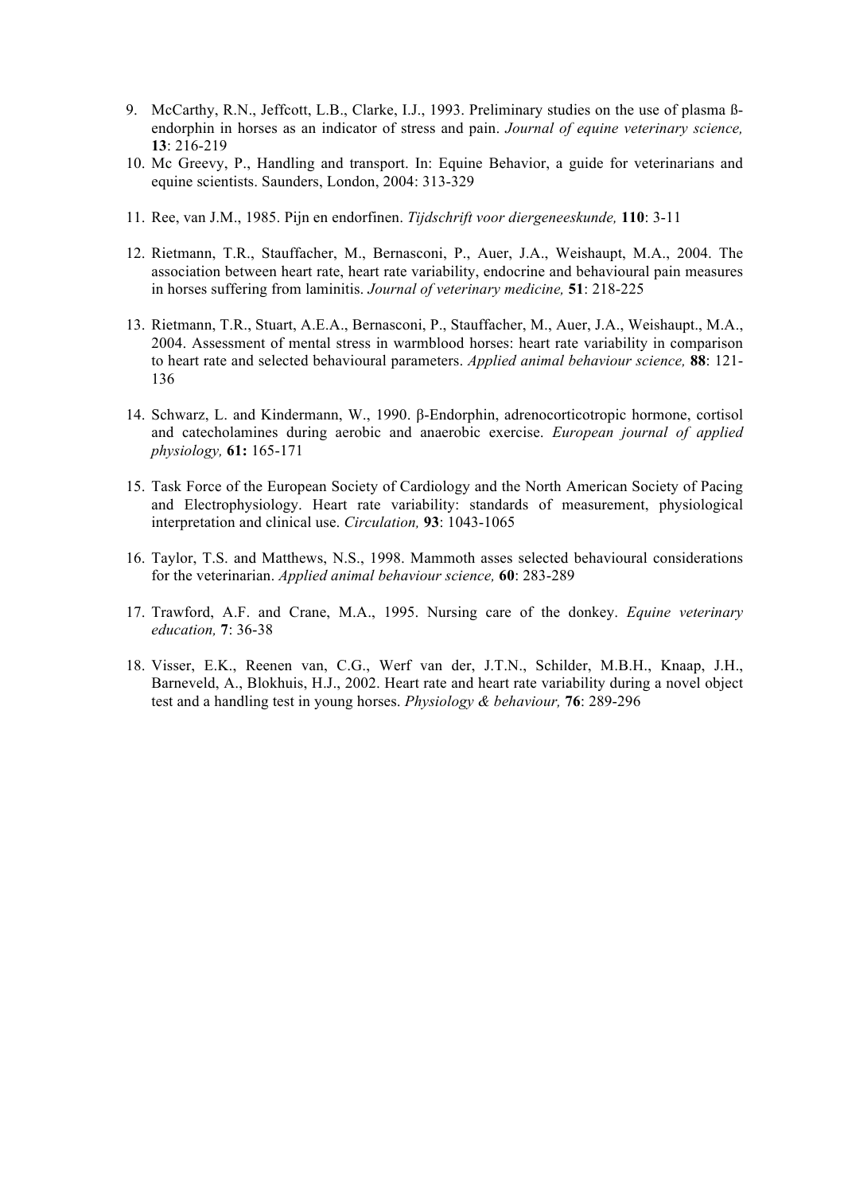9. McCarthy, R.N., Jeffcott, L.B., Clarke, I.J., 1993. Preliminary studies on the use of plasma ß-endorphin in horses as an indicator of stress and pain. *Journal of equine veterinary science,* **13**: 216-219
10. Mc Greevy, P., Handling and transport. In: Equine Behavior, a guide for veterinarians and equine scientists. Saunders, London, 2004: 313-329
11. Ree, van J.M., 1985. Pijn en endorfinen. *Tijdschrift voor diergeneeskunde,* **110**: 3-11
12. Rietmann, T.R., Stauffacher, M., Bernasconi, P., Auer, J.A., Weishaupt, M.A., 2004. The association between heart rate, heart rate variability, endocrine and behavioural pain measures in horses suffering from laminitis. *Journal of veterinary medicine,* **51**: 218-225
13. Rietmann, T.R., Stuart, A.E.A., Bernasconi, P., Stauffacher, M., Auer, J.A., Weishaupt., M.A., 2004. Assessment of mental stress in warmblood horses: heart rate variability in comparison to heart rate and selected behavioural parameters. *Applied animal behaviour science,* **88**: 121-136
14. Schwarz, L. and Kindermann, W., 1990. β-Endorphin, adrenocorticotropic hormone, cortisol and catecholamines during aerobic and anaerobic exercise. *European journal of applied physiology,* **61:** 165-171
15. Task Force of the European Society of Cardiology and the North American Society of Pacing and Electrophysiology. Heart rate variability: standards of measurement, physiological interpretation and clinical use. *Circulation,* **93**: 1043-1065
16. Taylor, T.S. and Matthews, N.S., 1998. Mammoth asses selected behavioural considerations for the veterinarian. *Applied animal behaviour science,* **60**: 283-289
17. Trawford, A.F. and Crane, M.A., 1995. Nursing care of the donkey. *Equine veterinary education,* **7**: 36-38
18. Visser, E.K., Reenen van, C.G., Werf van der, J.T.N., Schilder, M.B.H., Knaap, J.H., Barneveld, A., Blokhuis, H.J., 2002. Heart rate and heart rate variability during a novel object test and a handling test in young horses. *Physiology & behaviour,* **76**: 289-296